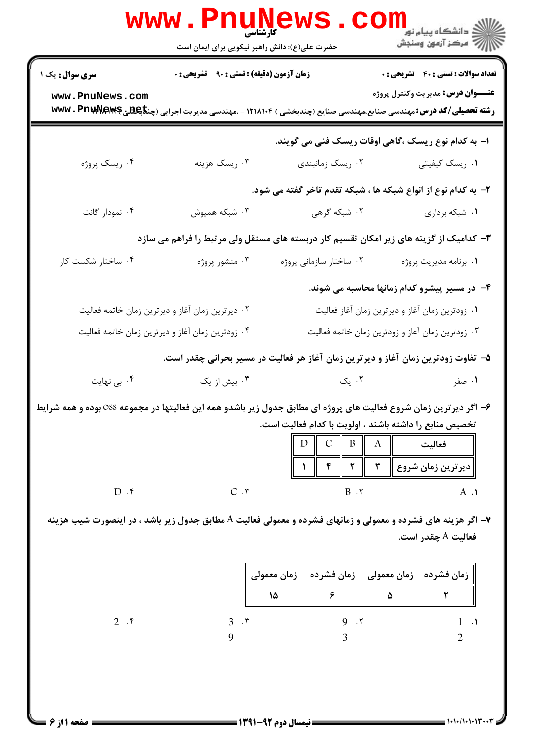کارشناسی

حضرت علی(ع): دانش راهبر نیکویی برای ایمان است

**سری سؤال:** یک ۱ | **زمان آزمون (دقیقه) : تستی :** ۹۰ **تشریحی :** ۰ | **تعداد سوالات : تستی :** ۴۰ **تشریحی :** ۰

**عنـــوان درس:** مدیریت وکنترل پروژه

**رشته تحصیلی/کد درس:** مهندسی صنایع،مهندسی صنایع (چندبخشی ) ۱۲۱۸۱۰۴ - ،مهندسی مدیریت اجرایی (چندبخشی )

**۱-** به کدام نوع ریسک ،گاهی اوقات ریسک فنی می گویند.

۱. ریسک کیفیتی ۲. ریسک زمانبندی ۳. ریسک هزینه ۴. ریسک پروژه

**۲-** به کدام نوع از انواع شبکه ها ، شبکه تقدم تاخر گفته می شود.

۱. شبکه برداری ۲. شبکه گرهی ۳. شبکه همپوش ۴. نمودار گانت

**۳-** کدامیک از گزینه های زیر امکان تقسیم کار دربسته های مستقل ولی مرتبط را فراهم می سازد

۱. برنامه مدیریت پروژه ۲. ساختار سازمانی پروژه ۳. منشور پروژه ۴. ساختار شکست کار

**۴-** در مسیر پیشرو کدام زمانها محاسبه می شوند.

۱. زودترین زمان آغاز و دیرترین زمان آغاز فعالیت

۲. دیرترین زمان آغاز و دیرترین زمان خاتمه فعالیت

۳. زودترین زمان آغاز و زودترین زمان خاتمه فعالیت

۴. زودترین زمان آغاز و دیرترین زمان خاتمه فعالیت

**۵-** تفاوت زودترین زمان آغاز و دیرترین زمان آغاز هر فعالیت در مسیر بحرانی چقدر است.

۱. صفر ۲. یک ۳. بیش از یک ۴. بی نهایت

**۶-** اگر دیرترین زمان شروع فعالیت های پروژه ای مطابق جدول زیر باشدو همه این فعالیتها در مجموعه oss بوده و همه شرایط تخصیص منابع را داشته باشند ، اولویت با کدام فعالیت است.

| فعالیت | A | B | C | D |
|---|---|---|---|---|
| دیرترین زمان شروع | ۳ | ۲ | ۴ | ۱ |

۱. A ۲. B ۳. C ۴. D

**۷-** اگر هزینه های فشرده و معمولی و زمانهای فشرده و معمولی فعالیت A مطابق جدول زیر باشد ، در اینصورت شیب هزینه فعالیت A چقدر است.

| زمان فشرده | زمان معمولی | زمان فشرده | زمان معمولی |
|---|---|---|---|
| ۲ | ۵ | ۶ | ۱۵ |

۱. $\frac{1}{2}$ ۲. $\frac{9}{3}$ ۳. $\frac{3}{9}$ ۴. $2$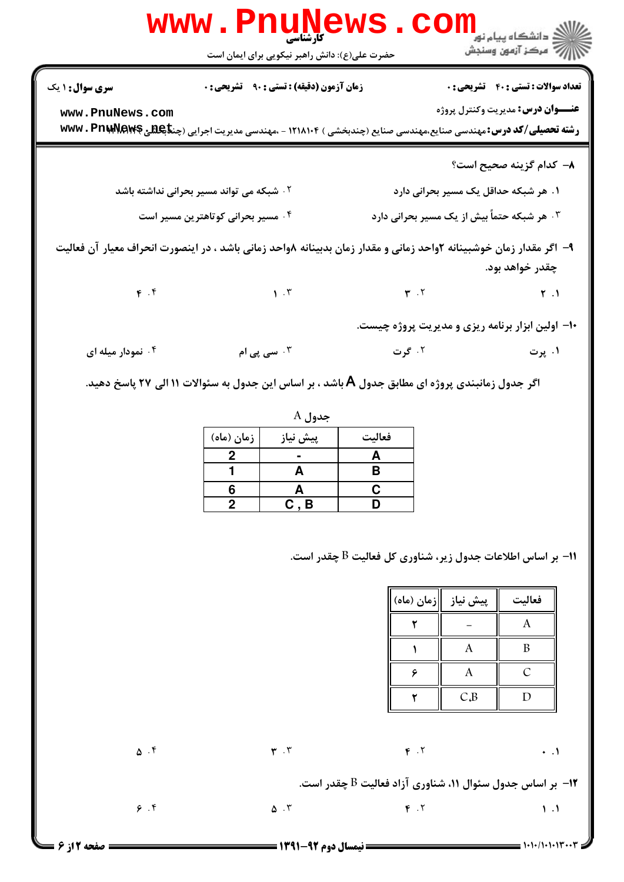**تعداد سوالات : تستی : ۴۰  تشریحی : ۰**  **زمان آزمون (دقیقه) : تستی : ۹۰  تشریحی : ۰**  **سری سوال : ۱ یک**

**عنـــوان درس:** مدیریت وکنترل پروژه

**رشته تحصیلی/کد درس:** مهندسی صنایع،مهندسی صنایع (چندبخشی ) ۱۲۱۸۱۰۴ - ،مهندسی مدیریت اجرایی (چندبخشی)

۸- کدام گزینه صحیح است؟

۱. هر شبکه حداقل یک مسیر بحرانی دارد

۲. شبکه می تواند مسیر بحرانی نداشته باشد

۳. هر شبکه حتماً بیش از یک مسیر بحرانی دارد

۴. مسیر بحرانی کوتاهترین مسیر است

۹- اگر مقدار زمان خوشبینانه ۲واحد زمانی و مقدار زمان بدبینانه ۸واحد زمانی باشد ، در اینصورت انحراف معیار آن فعالیت چقدر خواهد بود.

۱. ۲

۲. ۳

۳. ۱

۴. ۴

۱۰- اولین ابزار برنامه ریزی و مدیریت پروژه چیست.

۱. پرت

۲. گرت

۳. سی پی ام

۴. نمودار میله ای

اگر جدول زمانبندی پروژه ای مطابق جدول **A** باشد ، بر اساس این جدول به سئوالات ۱۱ الی ۲۷ پاسخ دهید.

جدول A

| فعالیت | پیش نیاز | زمان (ماه) |
|---|---|---|
| A | - | 2 |
| B | A | 1 |
| C | A | 6 |
| D | C , B | 2 |

۱۱- بر اساس اطلاعات جدول زیر، شناوری کل فعالیت B چقدر است.

| فعالیت | پیش نیاز | زمان (ماه) |
|---|---|---|
| A | – | ۲ |
| B | A | ۱ |
| C | A | ۶ |
| D | C،B | ۲ |

۱. ۰

۲. ۴

۳. ۳

۴. ۵

۱۲- بر اساس جدول سئوال ۱۱، شناوری آزاد فعالیت B چقدر است.

۱. ۱

۲. ۴

۳. ۵

۴. ۶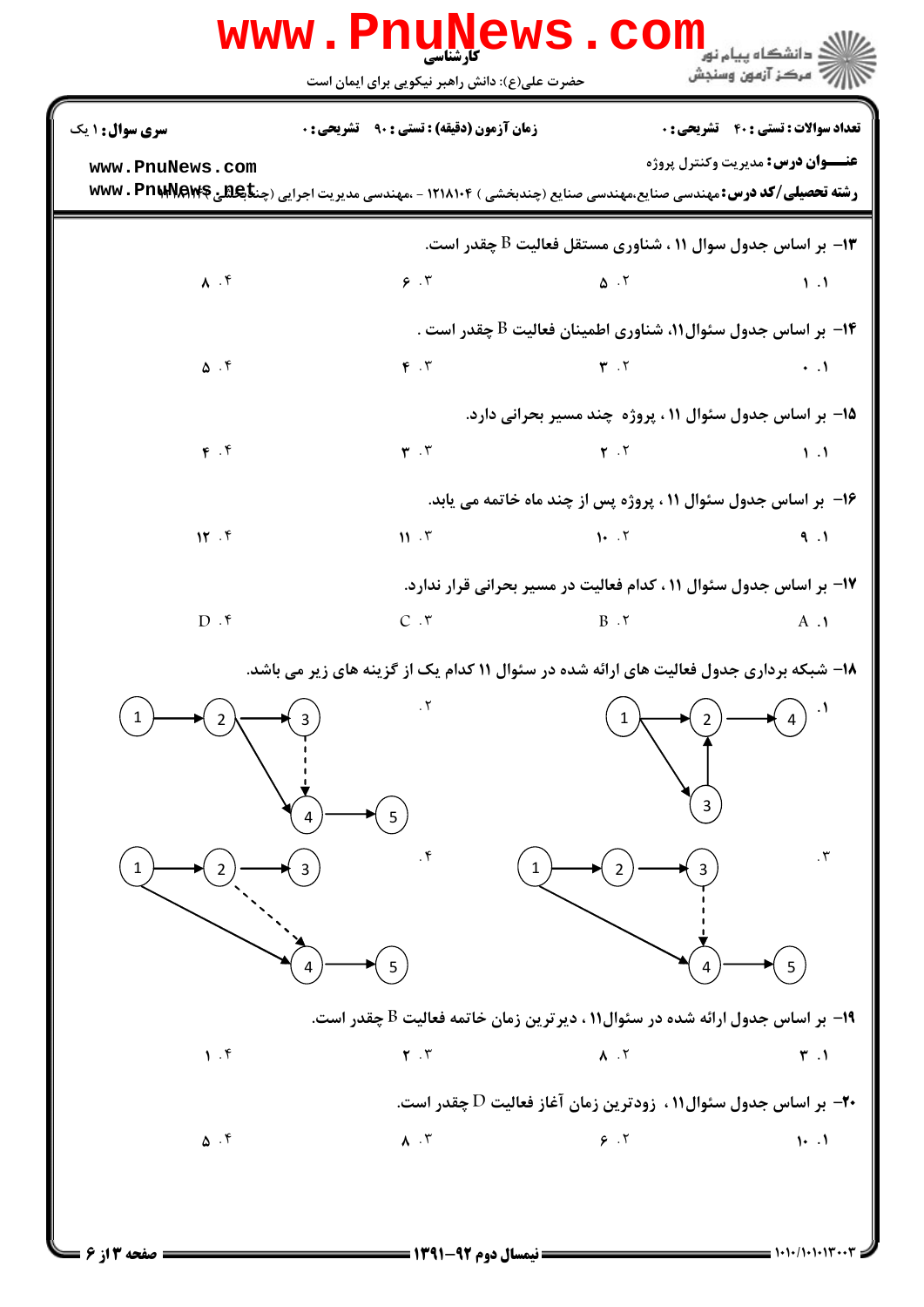**سری سوال:** ۱ یک | **زمان آزمون (دقیقه) : تستی :** ۹۰ **تشریحی :** ۰ | **تعداد سوالات : تستی :** ۴۰ **تشریحی :** ۰

**عنـــوان درس:** مدیریت وکنترل پروژه

**رشته تحصیلی/کد درس:** مهندسی صنایع،مهندسی صنایع (چندبخشی ) ۱۲۱۸۱۰۴ - ،مهندسی مدیریت اجرایی (چندبخشی)

۱۳- بر اساس جدول سوال ۱۱ ، شناوری مستقل فعالیت B چقدر است.

۱. ۱ &nbsp;&nbsp; ۲. ۵ &nbsp;&nbsp; ۳. ۶ &nbsp;&nbsp; ۴. ۸

۱۴- بر اساس جدول سئوال۱۱، شناوری اطمینان فعالیت B چقدر است .

۱. ۰ &nbsp;&nbsp; ۲. ۳ &nbsp;&nbsp; ۳. ۴ &nbsp;&nbsp; ۴. ۵

۱۵- بر اساس جدول سئوال ۱۱ ، پروژه چند مسیر بحرانی دارد.

۱. ۱ &nbsp;&nbsp; ۲. ۲ &nbsp;&nbsp; ۳. ۳ &nbsp;&nbsp; ۴. ۴

۱۶- بر اساس جدول سئوال ۱۱ ، پروژه پس از چند ماه خاتمه می یابد.

۱. ۹ &nbsp;&nbsp; ۲. ۱۰ &nbsp;&nbsp; ۳. ۱۱ &nbsp;&nbsp; ۴. ۱۲

۱۷- بر اساس جدول سئوال ۱۱ ، کدام فعالیت در مسیر بحرانی قرار ندارد.

۱. A &nbsp;&nbsp; ۲. B &nbsp;&nbsp; ۳. C &nbsp;&nbsp; ۴. D

۱۸- شبکه برداری جدول فعالیت های ارائه شده در سئوال ۱۱ کدام یک از گزینه های زیر می باشد.

۱. (شبکه: 1→2، 1→3، 3→2، 2→4)

۲. (شبکه: 1→2، 2→3، 2→4، 3→4 (خط‌چین)، 4→5)

۳. (شبکه: 1→2، 2→3، 1→4، 3→4 (خط‌چین)، 4→5)

۴. (شبکه: 1→2، 2→3، 1→4، 2→4 (خط‌چین)، 4→5)

۱۹- بر اساس جدول ارائه شده در سئوال۱۱ ، دیرترین زمان خاتمه فعالیت B چقدر است.

۱. ۳ &nbsp;&nbsp; ۲. ۸ &nbsp;&nbsp; ۳. ۲ &nbsp;&nbsp; ۴. ۱

۲۰- بر اساس جدول سئوال۱۱ ، زودترین زمان آغاز فعالیت D چقدر است.

۱. ۱۰ &nbsp;&nbsp; ۲. ۶ &nbsp;&nbsp; ۳. ۸ &nbsp;&nbsp; ۴. ۵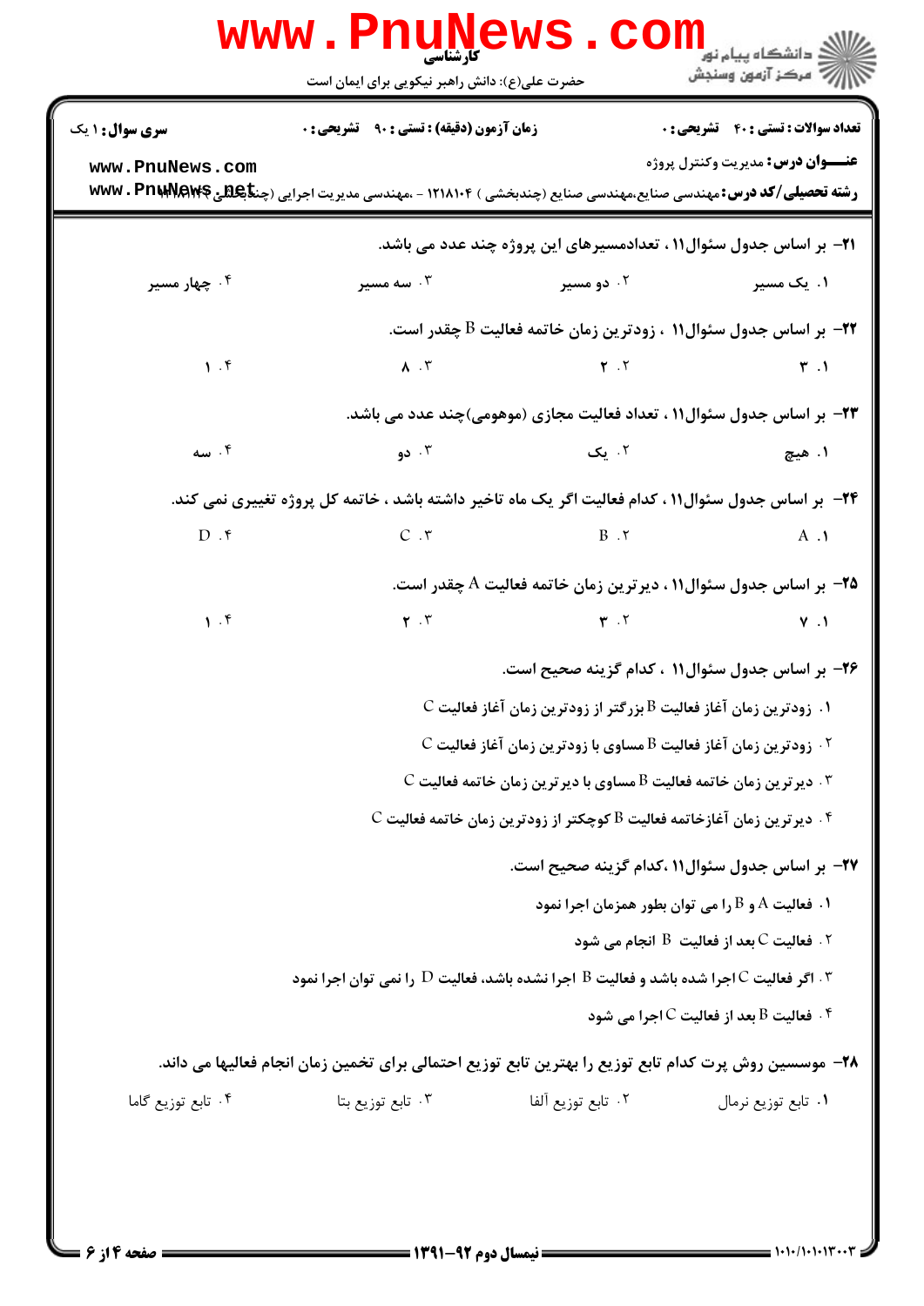**تعداد سوالات : تستی : ۴۰ تشریحی : ۰** | **زمان آزمون (دقیقه) : تستی : ۹۰ تشریحی : ۰** | **سری سوال : ۱ یک**

**عنـــوان درس:** مدیریت وکنترل پروژه

**رشته تحصیلی/کد درس:** مهندسی صنایع،مهندسی صنایع (چندبخشی ) ۱۲۱۸۱۰۴ - ،مهندسی مدیریت اجرایی (چندبخشی )

**۲۱-** بر اساس جدول سئوال۱۱ ، تعدادمسیرهای این پروژه چند عدد می باشد.

۱. یک مسیر ۲. دو مسیر ۳. سه مسیر ۴. چهار مسیر

**۲۲-** بر اساس جدول سئوال۱۱ ، زودترین زمان خاتمه فعالیت B چقدر است.

۱. ۳ ۲. ۲ ۳. ۸ ۴. ۱

**۲۳-** بر اساس جدول سئوال۱۱ ، تعداد فعالیت مجازی (موهومی)چند عدد می باشد.

۱. هیچ ۲. یک ۳. دو ۴. سه

**۲۴-** بر اساس جدول سئوال۱۱ ، کدام فعالیت اگر یک ماه تاخیر داشته باشد ، خاتمه کل پروژه تغییری نمی کند.

۱. A ۲. B ۳. C ۴. D

**۲۵-** بر اساس جدول سئوال۱۱ ، دیرترین زمان خاتمه فعالیت A چقدر است.

۱. ۷ ۲. ۳ ۳. ۲ ۴. ۱

**۲۶-** بر اساس جدول سئوال۱۱ ، کدام گزینه صحیح است.

۱. زودترین زمان آغاز فعالیت B بزرگتر از زودترین زمان آغاز فعالیت C

۲. زودترین زمان آغاز فعالیت B مساوی با زودترین زمان آغاز فعالیت C

۳. دیرترین زمان خاتمه فعالیت B مساوی با دیرترین زمان خاتمه فعالیت C

۴. دیرترین زمان آغازخاتمه فعالیت B کوچکتر از زودترین زمان خاتمه فعالیت C

**۲۷-** بر اساس جدول سئوال۱۱ ،کدام گزینه صحیح است.

۱. فعالیت A و B را می توان بطور همزمان اجرا نمود

۲. فعالیت C بعد از فعالیت B انجام می شود

۳. اگر فعالیت C اجرا شده باشد و فعالیت B اجرا نشده باشد، فعالیت D را نمی توان اجرا نمود

۴. فعالیت B بعد از فعالیت C اجرا می شود

**۲۸-** موسسین روش پرت کدام تابع توزیع را بهترین تابع توزیع احتمالی برای تخمین زمان انجام فعالیها می داند.

۱. تابع توزیع نرمال ۲. تابع توزیع آلفا ۳. تابع توزیع بتا ۴. تابع توزیع گاما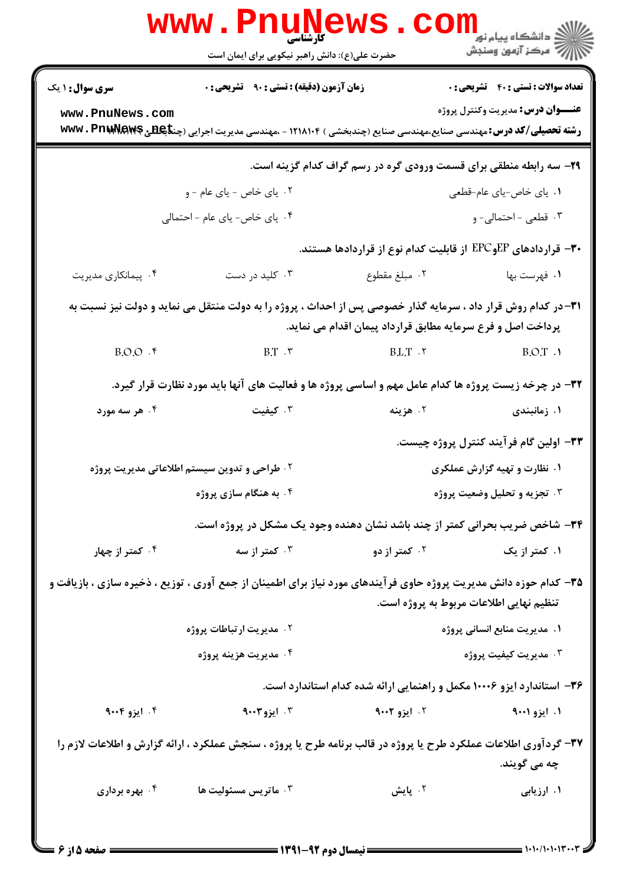**۲۹- سه رابطه منطقی برای قسمت ورودی گره در رسم گراف کدام گزینه است.**

۱. یای خاص-یای عام-قطعی

۲. یای خاص - یای عام - و

۳. قطعی - احتمالی- و

۴. یای خاص- یای عام - احتمالی

**۳۰- قراردادهای EPوEPC از قابلیت کدام نوع از قراردادها هستند.**

۱. فهرست بها

۲. مبلغ مقطوع

۳. کلید در دست

۴. پیمانکاری مدیریت

**۳۱- در کدام روش قرار داد ، سرمایه گذار خصوصی پس از احداث ، پروژه را به دولت منتقل می نماید و دولت نیز نسبت به پرداخت اصل و فرع سرمایه مطابق قرارداد پیمان اقدام می نماید.**

۱. B.O.T

۲. B.L.T

۳. B.T

۴. B.O.O

**۳۲- در چرخه زیست پروژه ها کدام عامل مهم و اساسی پروژه ها و فعالیت های آنها باید مورد نظارت قرار گیرد.**

۱. زمانبندی

۲. هزینه

۳. کیفیت

۴. هر سه مورد

**۳۳- اولین گام فرآیند کنترل پروژه چیست.**

۱. نظارت و تهیه گزارش عملکری

۲. طراحی و تدوین سیستم اطلاعاتی مدیریت پروژه

۳. تجزیه و تحلیل وضعیت پروژه

۴. به هنگام سازی پروژه

**۳۴- شاخص ضریب بحرانی کمتر از چند باشد نشان دهنده وجود یک مشکل در پروژه است.**

۱. کمتر از یک

۲. کمتر از دو

۳. کمتر از سه

۴. کمتر از چهار

**۳۵- کدام حوزه دانش مدیریت پروژه حاوی فرآیندهای مورد نیاز برای اطمینان از جمع آوری ، توزیع ، ذخیره سازی ، بازیافت و تنظیم نهایی اطلاعات مربوط به پروژه است.**

۱. مدیریت منابع انسانی پروژه

۲. مدیریت ارتباطات پروژه

۳. مدیریت کیفیت پروژه

۴. مدیریت هزینه پروژه

**۳۶- استاندارد ایزو ۱۰۰۰۶ مکمل و راهنمایی ارائه شده کدام استاندارد است.**

۱. ایزو ۹۰۰۱

۲. ایزو ۹۰۰۲

۳. ایزو۹۰۰۳

۴. ایزو ۹۰۰۴

**۳۷- گردآوری اطلاعات عملکرد طرح یا پروژه در قالب برنامه طرح یا پروژه ، سنجش عملکرد ، ارائه گزارش و اطلاعات لازم را چه می گویند.**

۱. ارزیابی

۲. پایش

۳. ماتریس مسئولیت ها

۴. بهره برداری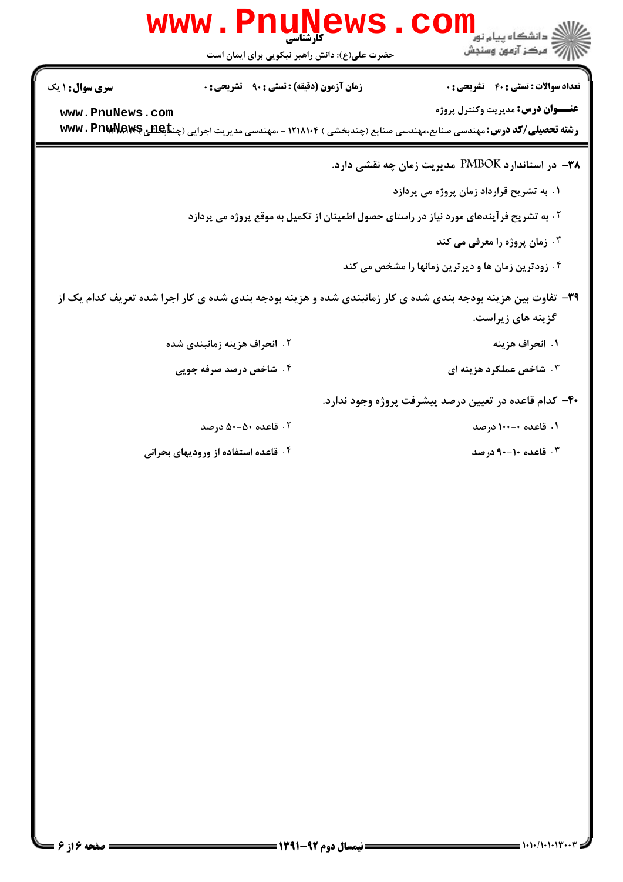**۳۸-** در استاندارد PMBOK مدیریت زمان چه نقشی دارد.

۱. به تشریح قرارداد زمان پروژه می پردازد

۲. به تشریح فرآیندهای مورد نیاز در راستای حصول اطمینان از تکمیل به موقع پروژه می پردازد

۳. زمان پروژه را معرفی می کند

۴. زودترین زمان ها و دیرترین زمانها را مشخص می کند

**۳۹-** تفاوت بین هزینه بودجه بندی شده ی کار زمانبندی شده و هزینه بودجه بندی شده ی کار اجرا شده تعریف کدام یک از گزینه های زیراست.

۱. انحراف هزینه

۲. انحراف هزینه زمانبندی شده

۳. شاخص عملکرد هزینه ای

۴. شاخص درصد صرفه جویی

**۴۰-** کدام قاعده در تعیین درصد پیشرفت پروژه وجود ندارد.

۱. قاعده ۰-۱۰۰ درصد

۲. قاعده ۵۰-۵۰ درصد

۳. قاعده ۱۰-۹۰ درصد

۴. قاعده استفاده از ورودیهای بحرانی